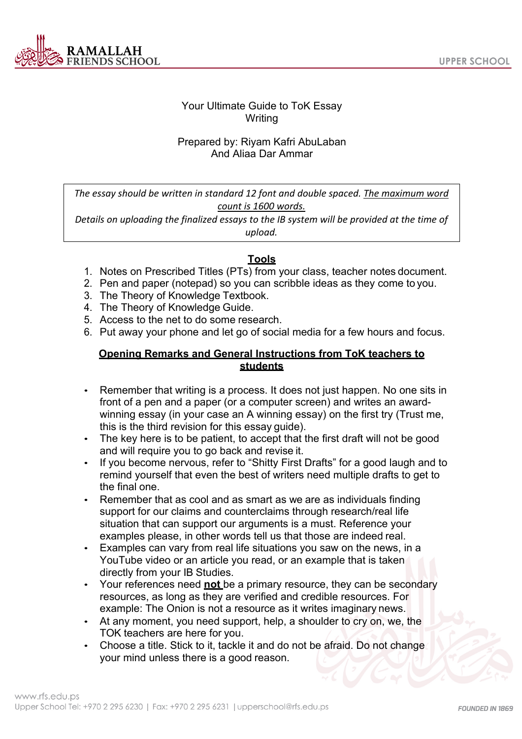# Your Ultimate Guide to ToK Essay Writing

Prepared by: Riyam Kafri AbuLaban
And Aliaa Dar Ammar

> *The essay should be written in standard 12 font and double spaced. The maximum word count is 1600 words.*
> *Details on uploading the finalized essays to the IB system will be provided at the time of upload.*

## Tools

1. Notes on Prescribed Titles (PTs) from your class, teacher notes document.
2. Pen and paper (notepad) so you can scribble ideas as they come to you.
3. The Theory of Knowledge Textbook.
4. The Theory of Knowledge Guide.
5. Access to the net to do some research.
6. Put away your phone and let go of social media for a few hours and focus.

## Opening Remarks and General Instructions from ToK teachers to students

- Remember that writing is a process. It does not just happen. No one sits in front of a pen and a paper (or a computer screen) and writes an award-winning essay (in your case an A winning essay) on the first try (Trust me, this is the third revision for this essay guide).
- The key here is to be patient, to accept that the first draft will not be good and will require you to go back and revise it.
- If you become nervous, refer to "Shitty First Drafts" for a good laugh and to remind yourself that even the best of writers need multiple drafts to get to the final one.
- Remember that as cool and as smart as we are as individuals finding support for our claims and counterclaims through research/real life situation that can support our arguments is a must. Reference your examples please, in other words tell us that those are indeed real.
- Examples can vary from real life situations you saw on the news, in a YouTube video or an article you read, or an example that is taken directly from your IB Studies.
- Your references need **not** be a primary resource, they can be secondary resources, as long as they are verified and credible resources. For example: The Onion is not a resource as it writes imaginary news.
- At any moment, you need support, help, a shoulder to cry on, we, the TOK teachers are here for you.
- Choose a title. Stick to it, tackle it and do not be afraid. Do not change your mind unless there is a good reason.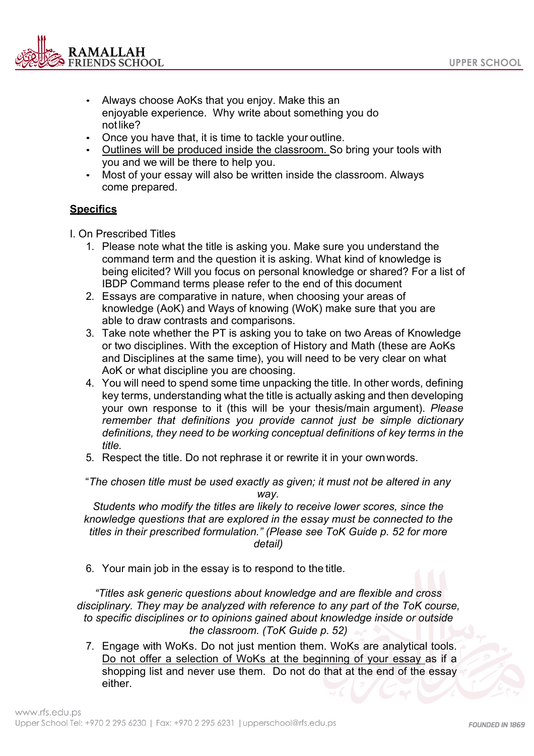- Always choose AoKs that you enjoy. Make this an enjoyable experience. Why write about something you do not like?
- Once you have that, it is time to tackle your outline.
- <u>Outlines will be produced inside the classroom.</u> So bring your tools with you and we will be there to help you.
- Most of your essay will also be written inside the classroom. Always come prepared.

**<u>Specifics</u>**

I. On Prescribed Titles

1. Please note what the title is asking you. Make sure you understand the command term and the question it is asking. What kind of knowledge is being elicited? Will you focus on personal knowledge or shared? For a list of IBDP Command terms please refer to the end of this document
2. Essays are comparative in nature, when choosing your areas of knowledge (AoK) and Ways of knowing (WoK) make sure that you are able to draw contrasts and comparisons.
3. Take note whether the PT is asking you to take on two Areas of Knowledge or two disciplines. With the exception of History and Math (these are AoKs and Disciplines at the same time), you will need to be very clear on what AoK or what discipline you are choosing.
4. You will need to spend some time unpacking the title. In other words, defining key terms, understanding what the title is actually asking and then developing your own response to it (this will be your thesis/main argument). *Please remember that definitions you provide cannot just be simple dictionary definitions, they need to be working conceptual definitions of key terms in the title.*
5. Respect the title. Do not rephrase it or rewrite it in your own words.

"*The chosen title must be used exactly as given; it must not be altered in any way.*
*Students who modify the titles are likely to receive lower scores, since the knowledge questions that are explored in the essay must be connected to the titles in their prescribed formulation." (Please see ToK Guide p. 52 for more detail)*

6. Your main job in the essay is to respond to the title.

*"Titles ask generic questions about knowledge and are flexible and cross disciplinary. They may be analyzed with reference to any part of the ToK course, to specific disciplines or to opinions gained about knowledge inside or outside the classroom. (ToK Guide p. 52)*

7. Engage with WoKs. Do not just mention them. WoKs are analytical tools. <u>Do not offer a selection of WoKs at the beginning of your essay</u> as if a shopping list and never use them. Do not do that at the end of the essay either.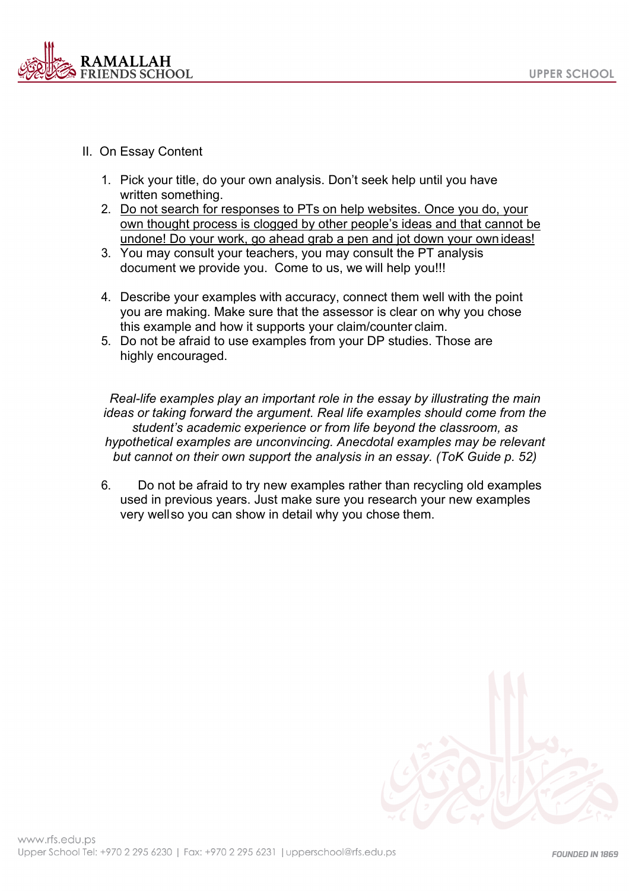## II. On Essay Content

1. Pick your title, do your own analysis. Don't seek help until you have written something.
2. <u>Do not search for responses to PTs on help websites. Once you do, your own thought process is clogged by other people's ideas and that cannot be undone! Do your work, go ahead grab a pen and jot down your own ideas!</u>
3. You may consult your teachers, you may consult the PT analysis document we provide you. Come to us, we will help you!!!
4. Describe your examples with accuracy, connect them well with the point you are making. Make sure that the assessor is clear on why you chose this example and how it supports your claim/counter claim.
5. Do not be afraid to use examples from your DP studies. Those are highly encouraged.

*Real-life examples play an important role in the essay by illustrating the main ideas or taking forward the argument. Real life examples should come from the student's academic experience or from life beyond the classroom, as hypothetical examples are unconvincing. Anecdotal examples may be relevant but cannot on their own support the analysis in an essay. (ToK Guide p. 52)*

6. Do not be afraid to try new examples rather than recycling old examples used in previous years. Just make sure you research your new examples very well so you can show in detail why you chose them.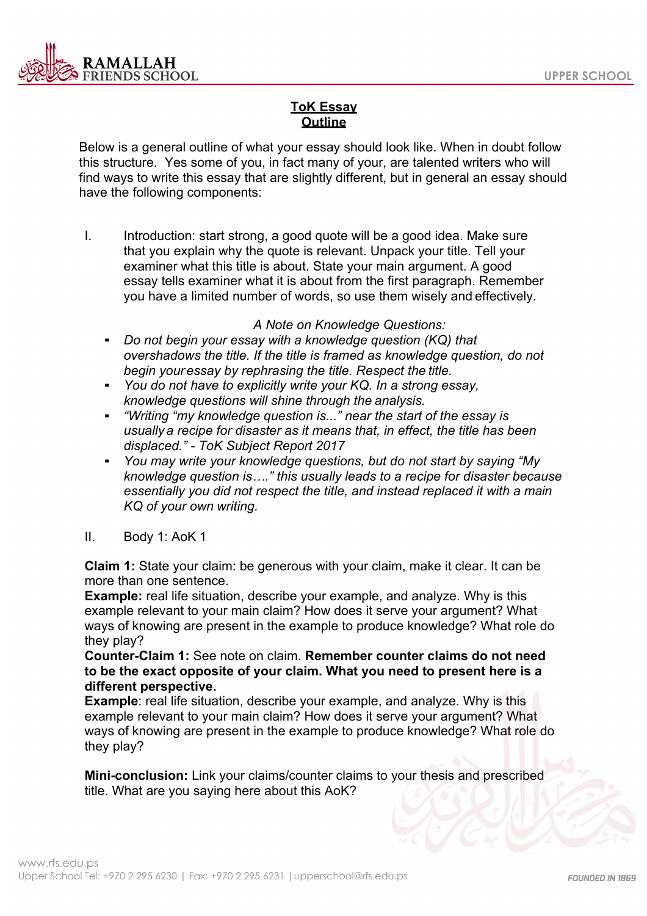## ToK Essay Outline

Below is a general outline of what your essay should look like. When in doubt follow this structure. Yes some of you, in fact many of your, are talented writers who will find ways to write this essay that are slightly different, but in general an essay should have the following components:

I. Introduction: start strong, a good quote will be a good idea. Make sure that you explain why the quote is relevant. Unpack your title. Tell your examiner what this title is about. State your main argument. A good essay tells examiner what it is about from the first paragraph. Remember you have a limited number of words, so use them wisely and effectively.

*A Note on Knowledge Questions:*

- *Do not begin your essay with a knowledge question (KQ) that overshadows the title. If the title is framed as knowledge question, do not begin your essay by rephrasing the title. Respect the title.*
- *You do not have to explicitly write your KQ. In a strong essay, knowledge questions will shine through the analysis.*
- *"Writing "my knowledge question is..." near the start of the essay is usually a recipe for disaster as it means that, in effect, the title has been displaced." - ToK Subject Report 2017*
- *You may write your knowledge questions, but do not start by saying "My knowledge question is…." this usually leads to a recipe for disaster because essentially you did not respect the title, and instead replaced it with a main KQ of your own writing.*

II. Body 1: AoK 1

**Claim 1:** State your claim: be generous with your claim, make it clear. It can be more than one sentence.
**Example:** real life situation, describe your example, and analyze. Why is this example relevant to your main claim? How does it serve your argument? What ways of knowing are present in the example to produce knowledge? What role do they play?
**Counter-Claim 1:** See note on claim. **Remember counter claims do not need to be the exact opposite of your claim. What you need to present here is a different perspective.**
**Example**: real life situation, describe your example, and analyze. Why is this example relevant to your main claim? How does it serve your argument? What ways of knowing are present in the example to produce knowledge? What role do they play?

**Mini-conclusion:** Link your claims/counter claims to your thesis and prescribed title. What are you saying here about this AoK?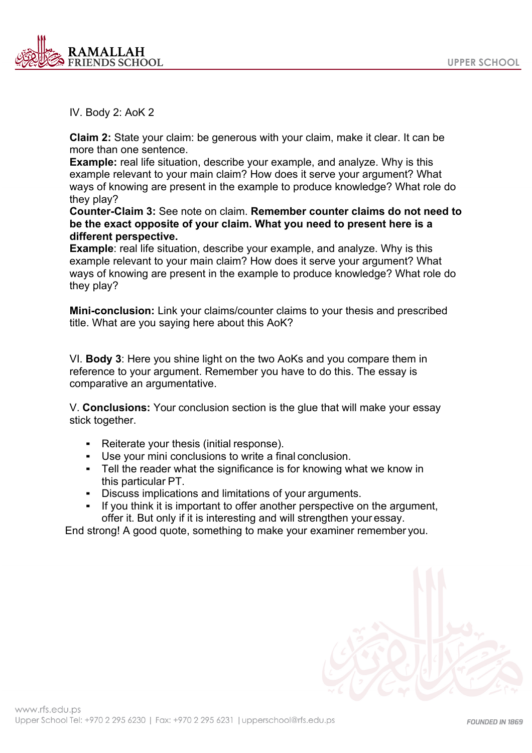IV. Body 2: AoK 2

**Claim 2:** State your claim: be generous with your claim, make it clear. It can be more than one sentence.
**Example:** real life situation, describe your example, and analyze. Why is this example relevant to your main claim? How does it serve your argument? What ways of knowing are present in the example to produce knowledge? What role do they play?
**Counter-Claim 3:** See note on claim. **Remember counter claims do not need to be the exact opposite of your claim. What you need to present here is a different perspective.**
**Example**: real life situation, describe your example, and analyze. Why is this example relevant to your main claim? How does it serve your argument? What ways of knowing are present in the example to produce knowledge? What role do they play?

**Mini-conclusion:** Link your claims/counter claims to your thesis and prescribed title. What are you saying here about this AoK?

VI. **Body 3**: Here you shine light on the two AoKs and you compare them in reference to your argument. Remember you have to do this. The essay is comparative an argumentative.

V. **Conclusions:** Your conclusion section is the glue that will make your essay stick together.

- Reiterate your thesis (initial response).
- Use your mini conclusions to write a final conclusion.
- Tell the reader what the significance is for knowing what we know in this particular PT.
- Discuss implications and limitations of your arguments.
- If you think it is important to offer another perspective on the argument, offer it. But only if it is interesting and will strengthen your essay.

End strong! A good quote, something to make your examiner remember you.